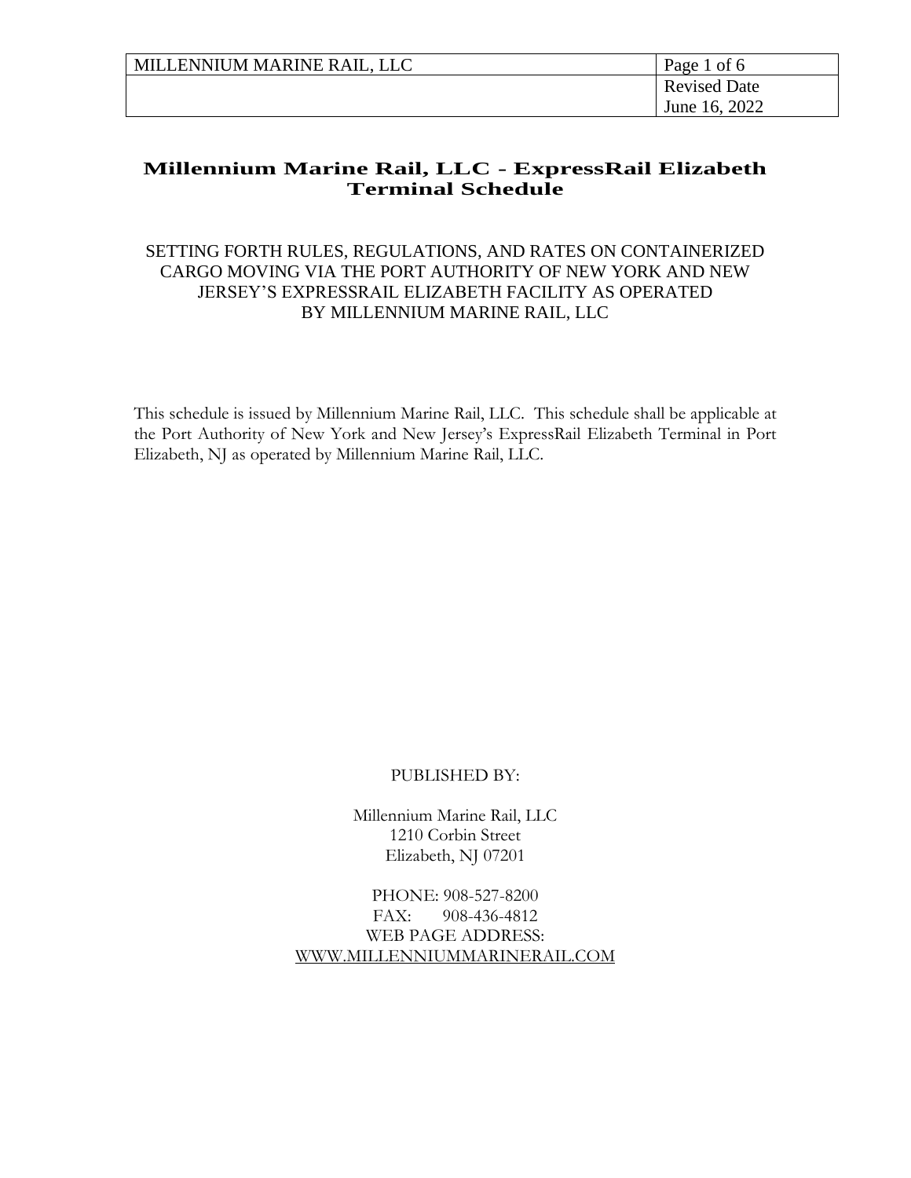# Millennium Marine Rail, LLC - ExpressRail Elizabeth Terminal Schedule

SETTING FORTH RULES, REGULATIONS, AND RATES ON CONTAINERIZED CARGO MOVING VIA THE PORT AUTHORITY OF NEW YORK AND NEW JERSEY'S EXPRESSRAIL ELIZABETH FACILITY AS OPERATED BY MILLENNIUM MARINE RAIL, LLC

This schedule is issued by Millennium Marine Rail, LLC. This schedule shall be applicable at the Port Authority of New York and New Jersey's ExpressRail Elizabeth Terminal in Port Elizabeth, NJ as operated by Millennium Marine Rail, LLC.

PUBLISHED BY:

Millennium Marine Rail, LLC
1210 Corbin Street
Elizabeth, NJ 07201

PHONE: 908-527-8200
FAX: 908-436-4812
WEB PAGE ADDRESS:
WWW.MILLENNIUMMARINERAIL.COM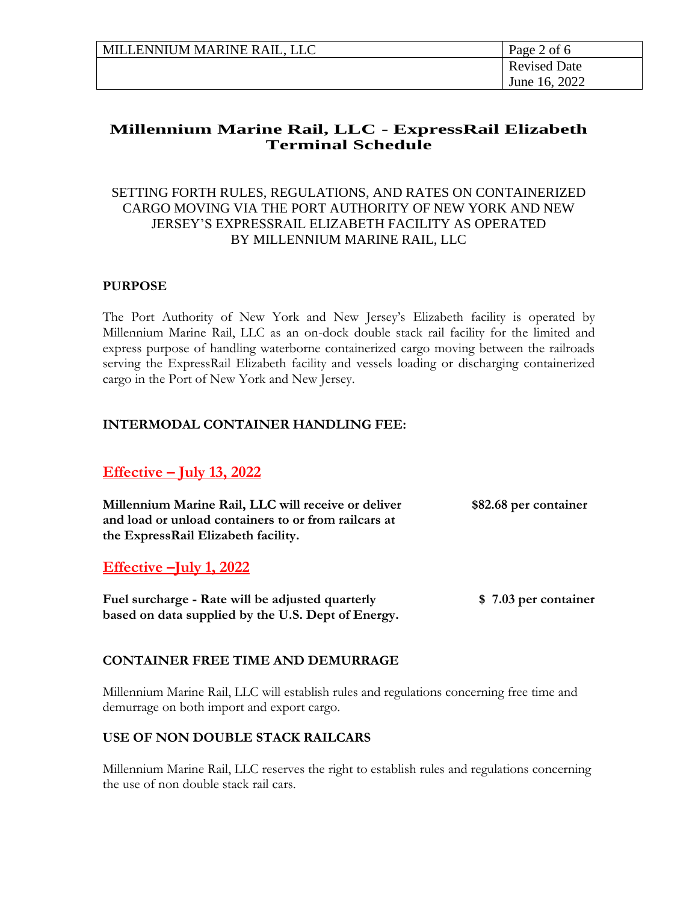# Millennium Marine Rail, LLC - ExpressRail Elizabeth Terminal Schedule

SETTING FORTH RULES, REGULATIONS, AND RATES ON CONTAINERIZED CARGO MOVING VIA THE PORT AUTHORITY OF NEW YORK AND NEW JERSEY'S EXPRESSRAIL ELIZABETH FACILITY AS OPERATED BY MILLENNIUM MARINE RAIL, LLC

## PURPOSE

The Port Authority of New York and New Jersey's Elizabeth facility is operated by Millennium Marine Rail, LLC as an on-dock double stack rail facility for the limited and express purpose of handling waterborne containerized cargo moving between the railroads serving the ExpressRail Elizabeth facility and vessels loading or discharging containerized cargo in the Port of New York and New Jersey.

## INTERMODAL CONTAINER HANDLING FEE:

### Effective – July 13, 2022

| | |
|---|---|
| **Millennium Marine Rail, LLC will receive or deliver and load or unload containers to or from railcars at the ExpressRail Elizabeth facility.** | **$82.68 per container** |

### Effective –July 1, 2022

| | |
|---|---|
| **Fuel surcharge - Rate will be adjusted quarterly based on data supplied by the U.S. Dept of Energy.** | **$ 7.03 per container** |

## CONTAINER FREE TIME AND DEMURRAGE

Millennium Marine Rail, LLC will establish rules and regulations concerning free time and demurrage on both import and export cargo.

## USE OF NON DOUBLE STACK RAILCARS

Millennium Marine Rail, LLC reserves the right to establish rules and regulations concerning the use of non double stack rail cars.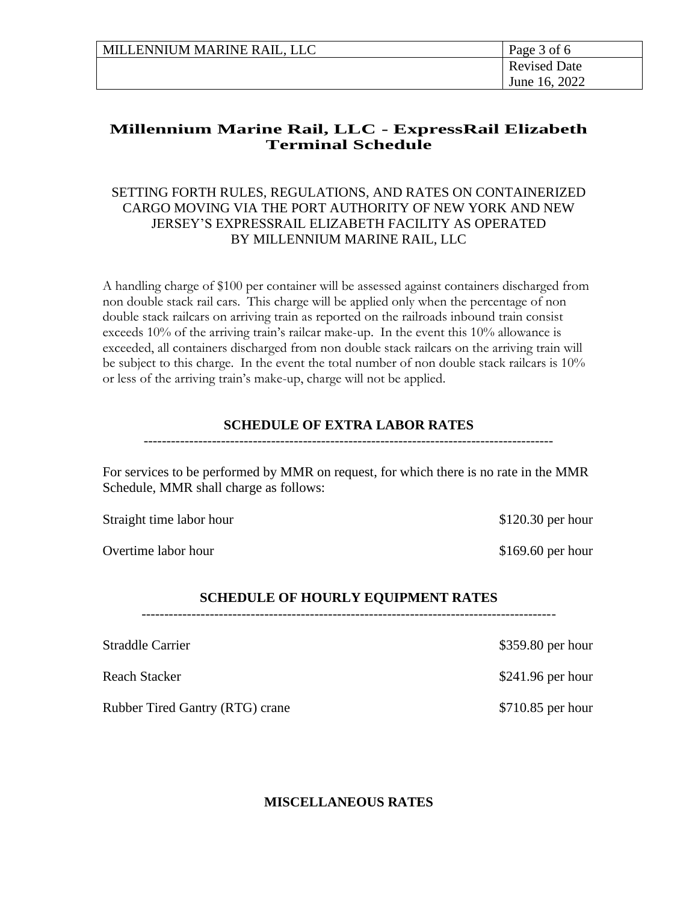## Millennium Marine Rail, LLC - ExpressRail Elizabeth Terminal Schedule

SETTING FORTH RULES, REGULATIONS, AND RATES ON CONTAINERIZED CARGO MOVING VIA THE PORT AUTHORITY OF NEW YORK AND NEW JERSEY'S EXPRESSRAIL ELIZABETH FACILITY AS OPERATED BY MILLENNIUM MARINE RAIL, LLC

A handling charge of $100 per container will be assessed against containers discharged from non double stack rail cars. This charge will be applied only when the percentage of non double stack railcars on arriving train as reported on the railroads inbound train consist exceeds 10% of the arriving train's railcar make-up. In the event this 10% allowance is exceeded, all containers discharged from non double stack railcars on the arriving train will be subject to this charge. In the event the total number of non double stack railcars is 10% or less of the arriving train's make-up, charge will not be applied.

### SCHEDULE OF EXTRA LABOR RATES

For services to be performed by MMR on request, for which there is no rate in the MMR Schedule, MMR shall charge as follows:

| | |
|---|---|
| Straight time labor hour | $120.30 per hour |
| Overtime labor hour | $169.60 per hour |

### SCHEDULE OF HOURLY EQUIPMENT RATES

| | |
|---|---|
| Straddle Carrier | $359.80 per hour |
| Reach Stacker | $241.96 per hour |
| Rubber Tired Gantry (RTG) crane | $710.85 per hour |

### MISCELLANEOUS RATES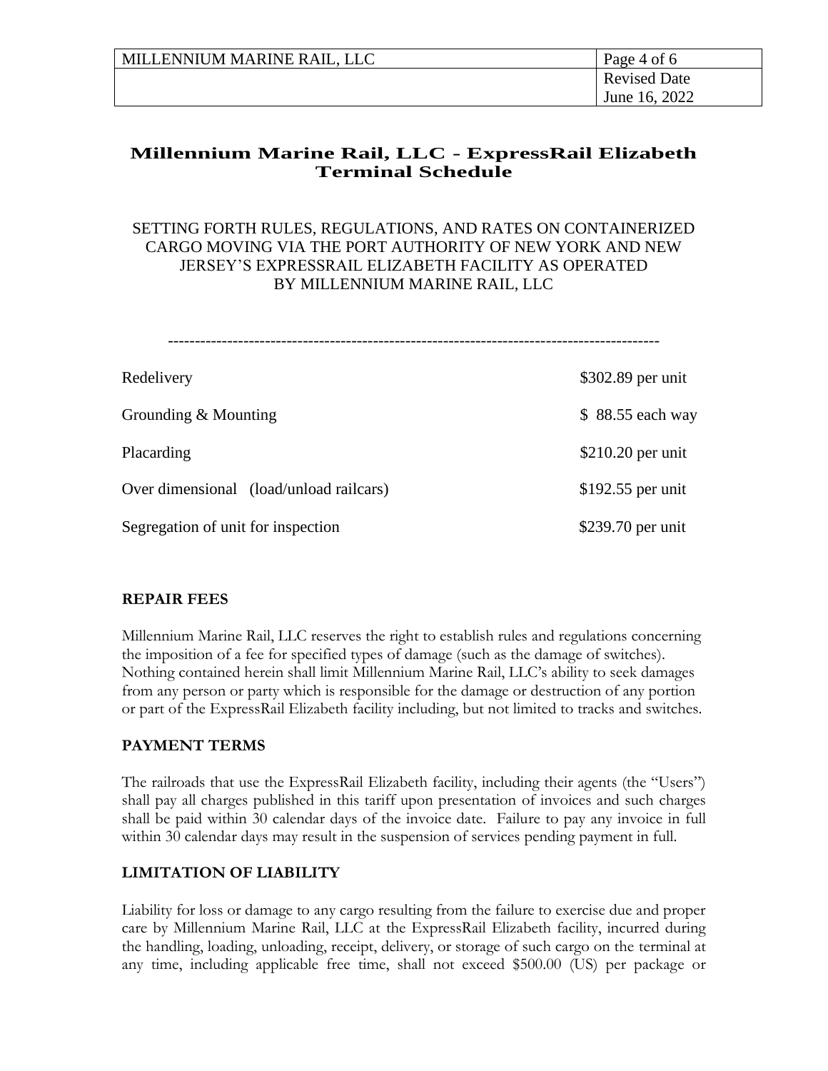# Millennium Marine Rail, LLC - ExpressRail Elizabeth Terminal Schedule

SETTING FORTH RULES, REGULATIONS, AND RATES ON CONTAINERIZED CARGO MOVING VIA THE PORT AUTHORITY OF NEW YORK AND NEW JERSEY'S EXPRESSRAIL ELIZABETH FACILITY AS OPERATED BY MILLENNIUM MARINE RAIL, LLC

-----------------------------------------------------------------------------------------

| | |
|---|---|
| Redelivery | $302.89 per unit |
| Grounding & Mounting | $ 88.55 each way |
| Placarding | $210.20 per unit |
| Over dimensional (load/unload railcars) | $192.55 per unit |
| Segregation of unit for inspection | $239.70 per unit |

### REPAIR FEES

Millennium Marine Rail, LLC reserves the right to establish rules and regulations concerning the imposition of a fee for specified types of damage (such as the damage of switches). Nothing contained herein shall limit Millennium Marine Rail, LLC's ability to seek damages from any person or party which is responsible for the damage or destruction of any portion or part of the ExpressRail Elizabeth facility including, but not limited to tracks and switches.

### PAYMENT TERMS

The railroads that use the ExpressRail Elizabeth facility, including their agents (the "Users") shall pay all charges published in this tariff upon presentation of invoices and such charges shall be paid within 30 calendar days of the invoice date. Failure to pay any invoice in full within 30 calendar days may result in the suspension of services pending payment in full.

### LIMITATION OF LIABILITY

Liability for loss or damage to any cargo resulting from the failure to exercise due and proper care by Millennium Marine Rail, LLC at the ExpressRail Elizabeth facility, incurred during the handling, loading, unloading, receipt, delivery, or storage of such cargo on the terminal at any time, including applicable free time, shall not exceed $500.00 (US) per package or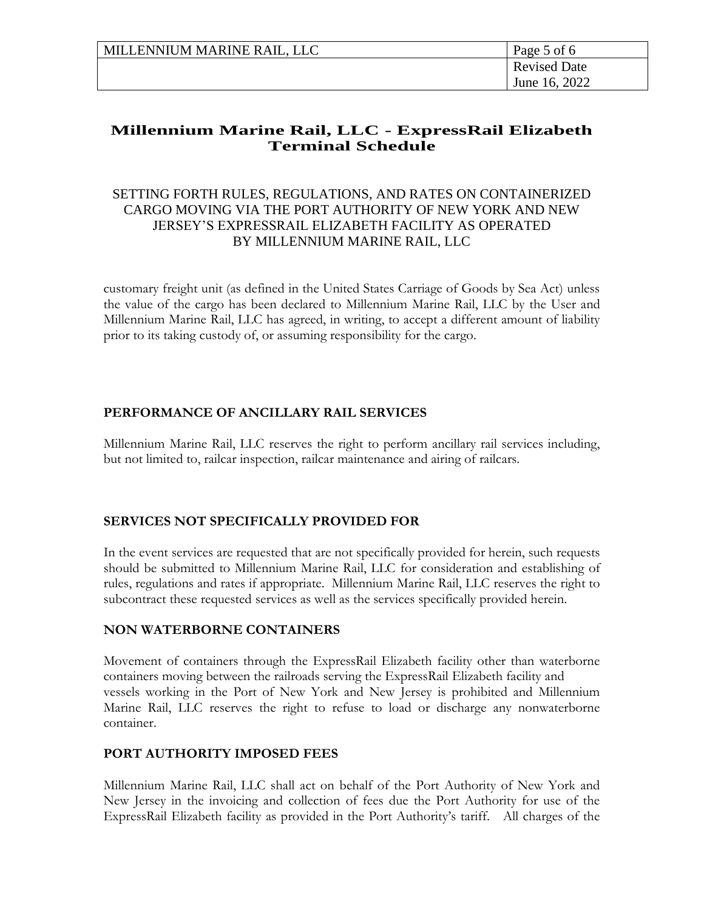# Millennium Marine Rail, LLC - ExpressRail Elizabeth Terminal Schedule

SETTING FORTH RULES, REGULATIONS, AND RATES ON CONTAINERIZED CARGO MOVING VIA THE PORT AUTHORITY OF NEW YORK AND NEW JERSEY'S EXPRESSRAIL ELIZABETH FACILITY AS OPERATED BY MILLENNIUM MARINE RAIL, LLC

customary freight unit (as defined in the United States Carriage of Goods by Sea Act) unless the value of the cargo has been declared to Millennium Marine Rail, LLC by the User and Millennium Marine Rail, LLC has agreed, in writing, to accept a different amount of liability prior to its taking custody of, or assuming responsibility for the cargo.

### PERFORMANCE OF ANCILLARY RAIL SERVICES

Millennium Marine Rail, LLC reserves the right to perform ancillary rail services including, but not limited to, railcar inspection, railcar maintenance and airing of railcars.

### SERVICES NOT SPECIFICALLY PROVIDED FOR

In the event services are requested that are not specifically provided for herein, such requests should be submitted to Millennium Marine Rail, LLC for consideration and establishing of rules, regulations and rates if appropriate. Millennium Marine Rail, LLC reserves the right to subcontract these requested services as well as the services specifically provided herein.

### NON WATERBORNE CONTAINERS

Movement of containers through the ExpressRail Elizabeth facility other than waterborne containers moving between the railroads serving the ExpressRail Elizabeth facility and vessels working in the Port of New York and New Jersey is prohibited and Millennium Marine Rail, LLC reserves the right to refuse to load or discharge any nonwaterborne container.

### PORT AUTHORITY IMPOSED FEES

Millennium Marine Rail, LLC shall act on behalf of the Port Authority of New York and New Jersey in the invoicing and collection of fees due the Port Authority for use of the ExpressRail Elizabeth facility as provided in the Port Authority's tariff. All charges of the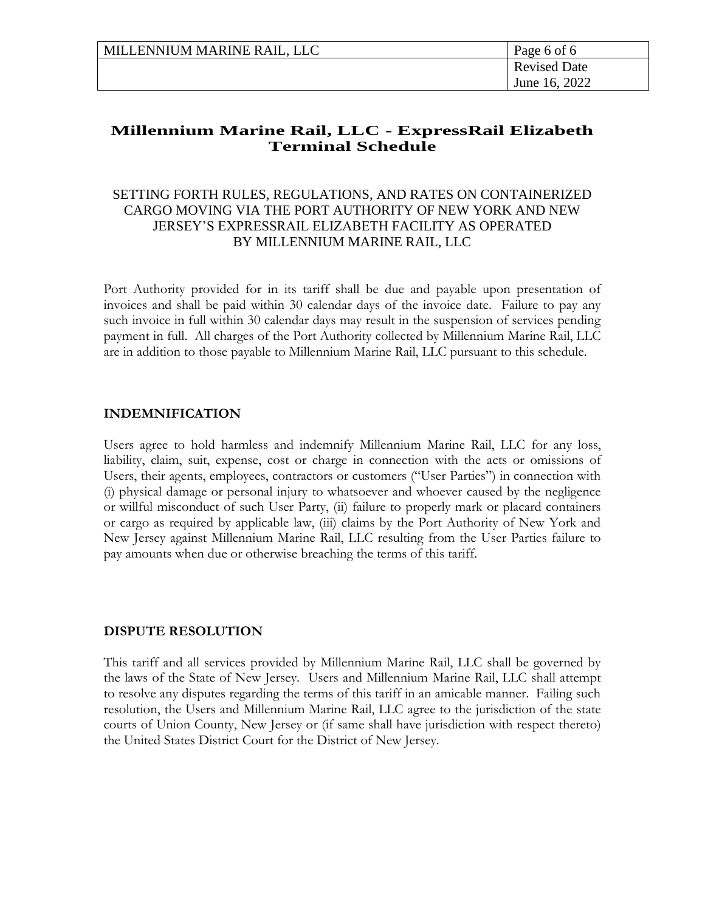## Millennium Marine Rail, LLC - ExpressRail Elizabeth Terminal Schedule

SETTING FORTH RULES, REGULATIONS, AND RATES ON CONTAINERIZED CARGO MOVING VIA THE PORT AUTHORITY OF NEW YORK AND NEW JERSEY'S EXPRESSRAIL ELIZABETH FACILITY AS OPERATED BY MILLENNIUM MARINE RAIL, LLC

Port Authority provided for in its tariff shall be due and payable upon presentation of invoices and shall be paid within 30 calendar days of the invoice date. Failure to pay any such invoice in full within 30 calendar days may result in the suspension of services pending payment in full. All charges of the Port Authority collected by Millennium Marine Rail, LLC are in addition to those payable to Millennium Marine Rail, LLC pursuant to this schedule.

### INDEMNIFICATION

Users agree to hold harmless and indemnify Millennium Marine Rail, LLC for any loss, liability, claim, suit, expense, cost or charge in connection with the acts or omissions of Users, their agents, employees, contractors or customers ("User Parties") in connection with (i) physical damage or personal injury to whatsoever and whoever caused by the negligence or willful misconduct of such User Party, (ii) failure to properly mark or placard containers or cargo as required by applicable law, (iii) claims by the Port Authority of New York and New Jersey against Millennium Marine Rail, LLC resulting from the User Parties failure to pay amounts when due or otherwise breaching the terms of this tariff.

### DISPUTE RESOLUTION

This tariff and all services provided by Millennium Marine Rail, LLC shall be governed by the laws of the State of New Jersey. Users and Millennium Marine Rail, LLC shall attempt to resolve any disputes regarding the terms of this tariff in an amicable manner. Failing such resolution, the Users and Millennium Marine Rail, LLC agree to the jurisdiction of the state courts of Union County, New Jersey or (if same shall have jurisdiction with respect thereto) the United States District Court for the District of New Jersey.